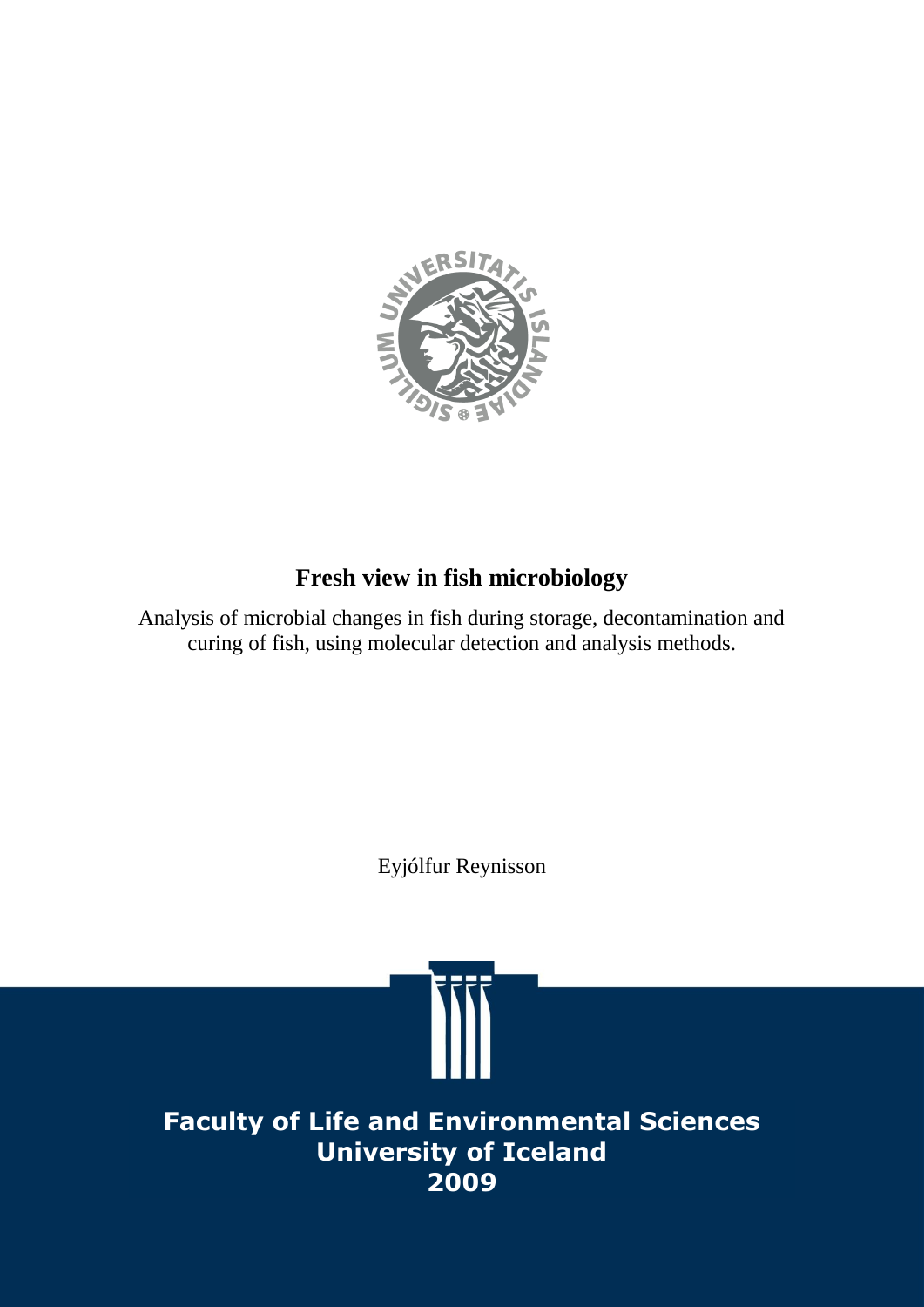# Fresh view in fish microbiology

Analysis of microbial changes in fish during storage, decontamination and curing of fish, using molecular detection and analysis methods.

Eyjólfur Reynisson

**Faculty of Life and Environmental Sciences**
**University of Iceland**
**2009**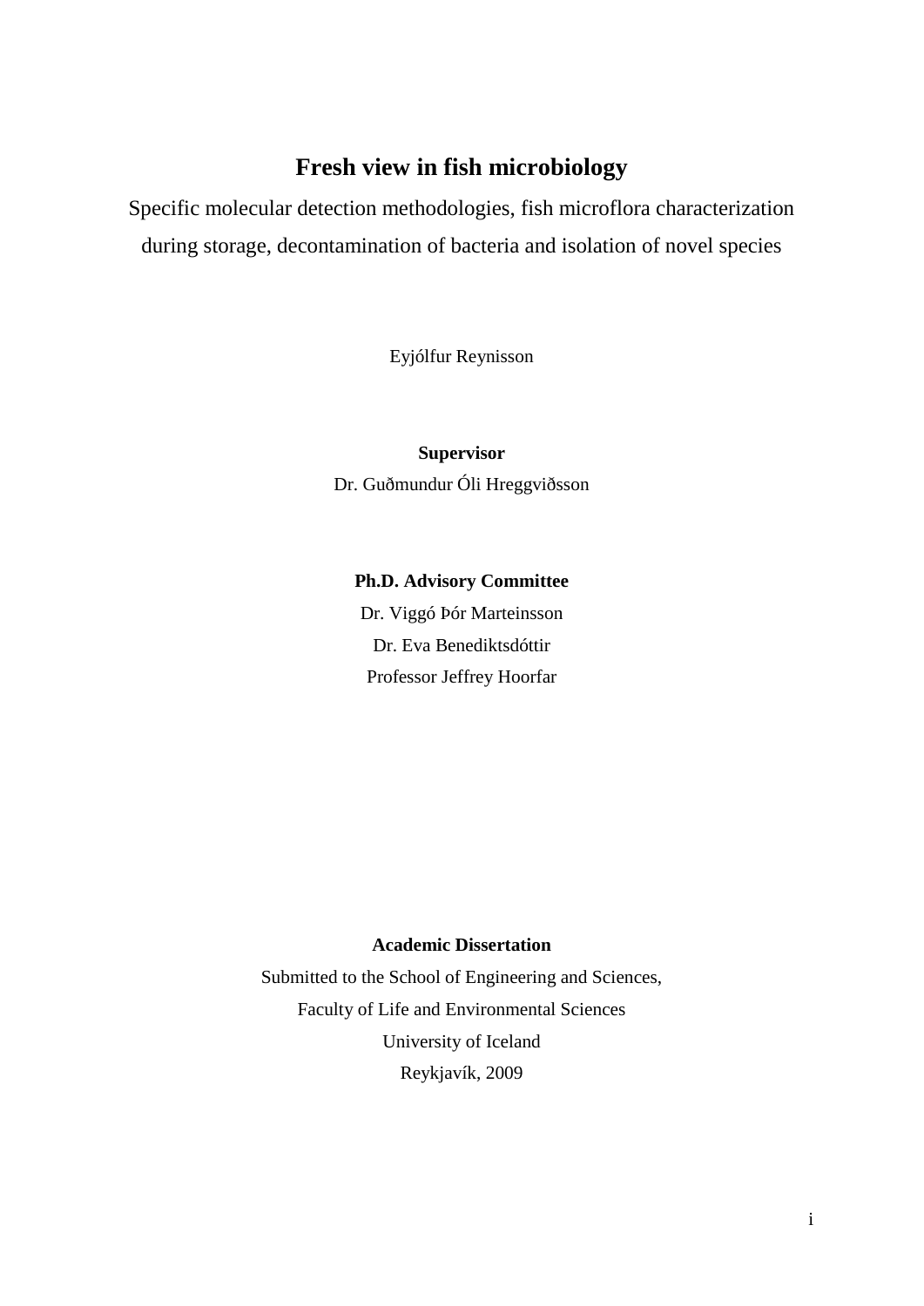# Fresh view in fish microbiology

Specific molecular detection methodologies, fish microflora characterization during storage, decontamination of bacteria and isolation of novel species

Eyjólfur Reynisson

**Supervisor**

Dr. Guðmundur Óli Hreggviðsson

**Ph.D. Advisory Committee**

Dr. Viggó Þór Marteinsson

Dr. Eva Benediktsdóttir

Professor Jeffrey Hoorfar

**Academic Dissertation**

Submitted to the School of Engineering and Sciences,

Faculty of Life and Environmental Sciences

University of Iceland

Reykjavík, 2009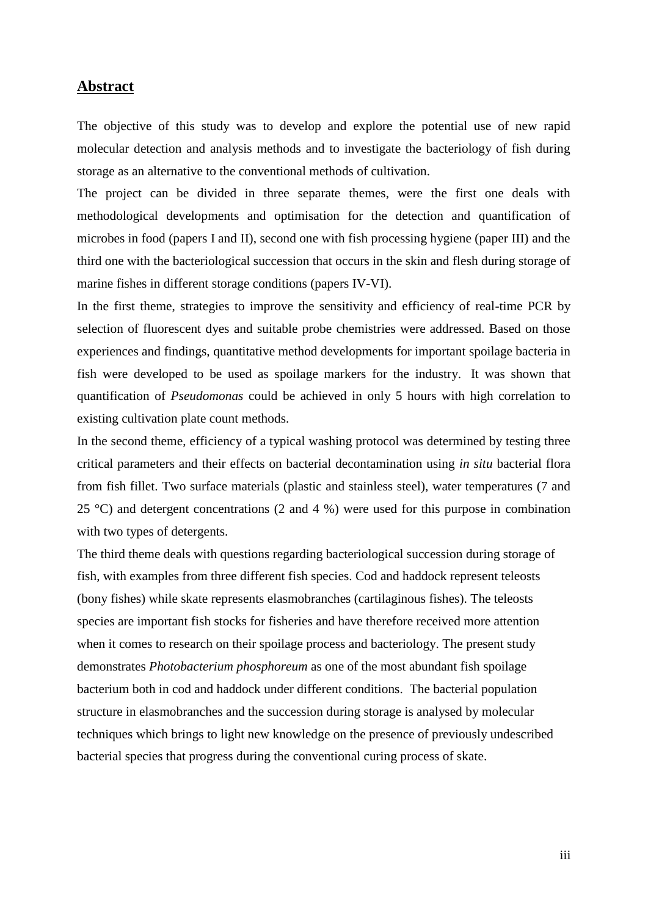## Abstract

The objective of this study was to develop and explore the potential use of new rapid molecular detection and analysis methods and to investigate the bacteriology of fish during storage as an alternative to the conventional methods of cultivation.

The project can be divided in three separate themes, were the first one deals with methodological developments and optimisation for the detection and quantification of microbes in food (papers I and II), second one with fish processing hygiene (paper III) and the third one with the bacteriological succession that occurs in the skin and flesh during storage of marine fishes in different storage conditions (papers IV-VI).

In the first theme, strategies to improve the sensitivity and efficiency of real-time PCR by selection of fluorescent dyes and suitable probe chemistries were addressed. Based on those experiences and findings, quantitative method developments for important spoilage bacteria in fish were developed to be used as spoilage markers for the industry. It was shown that quantification of *Pseudomonas* could be achieved in only 5 hours with high correlation to existing cultivation plate count methods.

In the second theme, efficiency of a typical washing protocol was determined by testing three critical parameters and their effects on bacterial decontamination using *in situ* bacterial flora from fish fillet. Two surface materials (plastic and stainless steel), water temperatures (7 and 25 °C) and detergent concentrations (2 and 4 %) were used for this purpose in combination with two types of detergents.

The third theme deals with questions regarding bacteriological succession during storage of fish, with examples from three different fish species. Cod and haddock represent teleosts (bony fishes) while skate represents elasmobranches (cartilaginous fishes). The teleosts species are important fish stocks for fisheries and have therefore received more attention when it comes to research on their spoilage process and bacteriology. The present study demonstrates *Photobacterium phosphoreum* as one of the most abundant fish spoilage bacterium both in cod and haddock under different conditions. The bacterial population structure in elasmobranches and the succession during storage is analysed by molecular techniques which brings to light new knowledge on the presence of previously undescribed bacterial species that progress during the conventional curing process of skate.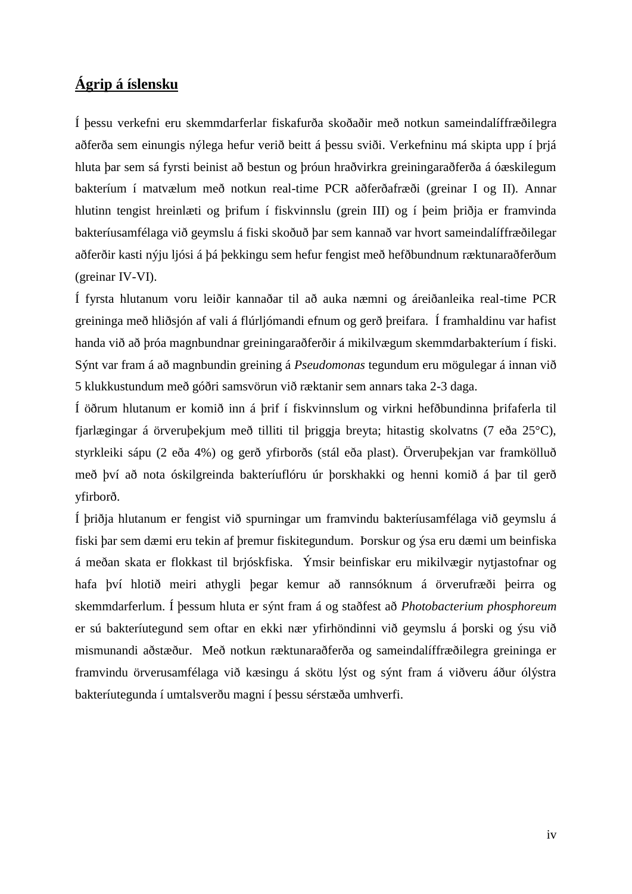## **Ágrip á íslensku**

Í þessu verkefni eru skemmdarferlar fiskafurða skoðaðir með notkun sameindalíffræðilegra aðferða sem einungis nýlega hefur verið beitt á þessu sviði. Verkefninu má skipta upp í þrjá hluta þar sem sá fyrsti beinist að bestun og þróun hraðvirkra greiningaraðferða á óæskilegum bakteríum í matvælum með notkun real-time PCR aðferðafræði (greinar I og II). Annar hlutinn tengist hreinlæti og þrifum í fiskvinnslu (grein III) og í þeim þriðja er framvinda bakteríusamfélaga við geymslu á fiski skoðuð þar sem kannað var hvort sameindalíffræðilegar aðferðir kasti nýju ljósi á þá þekkingu sem hefur fengist með hefðbundnum ræktunaraðferðum (greinar IV-VI).

Í fyrsta hlutanum voru leiðir kannaðar til að auka næmni og áreiðanleika real-time PCR greininga með hliðsjón af vali á flúrljómandi efnum og gerð þreifara. Í framhaldinu var hafist handa við að þróa magnbundnar greiningaraðferðir á mikilvægum skemmdarbakteríum í fiski. Sýnt var fram á að magnbundin greining á *Pseudomonas* tegundum eru mögulegar á innan við 5 klukkustundum með góðri samsvörun við ræktanir sem annars taka 2-3 daga.

Í öðrum hlutanum er komið inn á þrif í fiskvinnslum og virkni hefðbundinna þrifaferla til fjarlægingar á örveruþekjum með tilliti til þriggja breyta; hitastig skolvatns (7 eða 25°C), styrkleiki sápu (2 eða 4%) og gerð yfirborðs (stál eða plast). Örveruþekjan var framkölluð með því að nota óskilgreinda bakteríuflóru úr þorskhakki og henni komið á þar til gerð yfirborð.

Í þriðja hlutanum er fengist við spurningar um framvindu bakteríusamfélaga við geymslu á fiski þar sem dæmi eru tekin af þremur fiskitegundum. Þorskur og ýsa eru dæmi um beinfiska á meðan skata er flokkast til brjóskfiska. Ýmsir beinfiskar eru mikilvægir nytjastofnar og hafa því hlotið meiri athygli þegar kemur að rannsóknum á örverufræði þeirra og skemmdarferlum. Í þessum hluta er sýnt fram á og staðfest að *Photobacterium phosphoreum* er sú bakteríutegund sem oftar en ekki nær yfirhöndinni við geymslu á þorski og ýsu við mismunandi aðstæður. Með notkun ræktunaraðferða og sameindalíffræðilegra greininga er framvindu örverusamfélaga við kæsingu á skötu lýst og sýnt fram á viðveru áður ólýstra bakteríutegunda í umtalsverðu magni í þessu sérstæða umhverfi.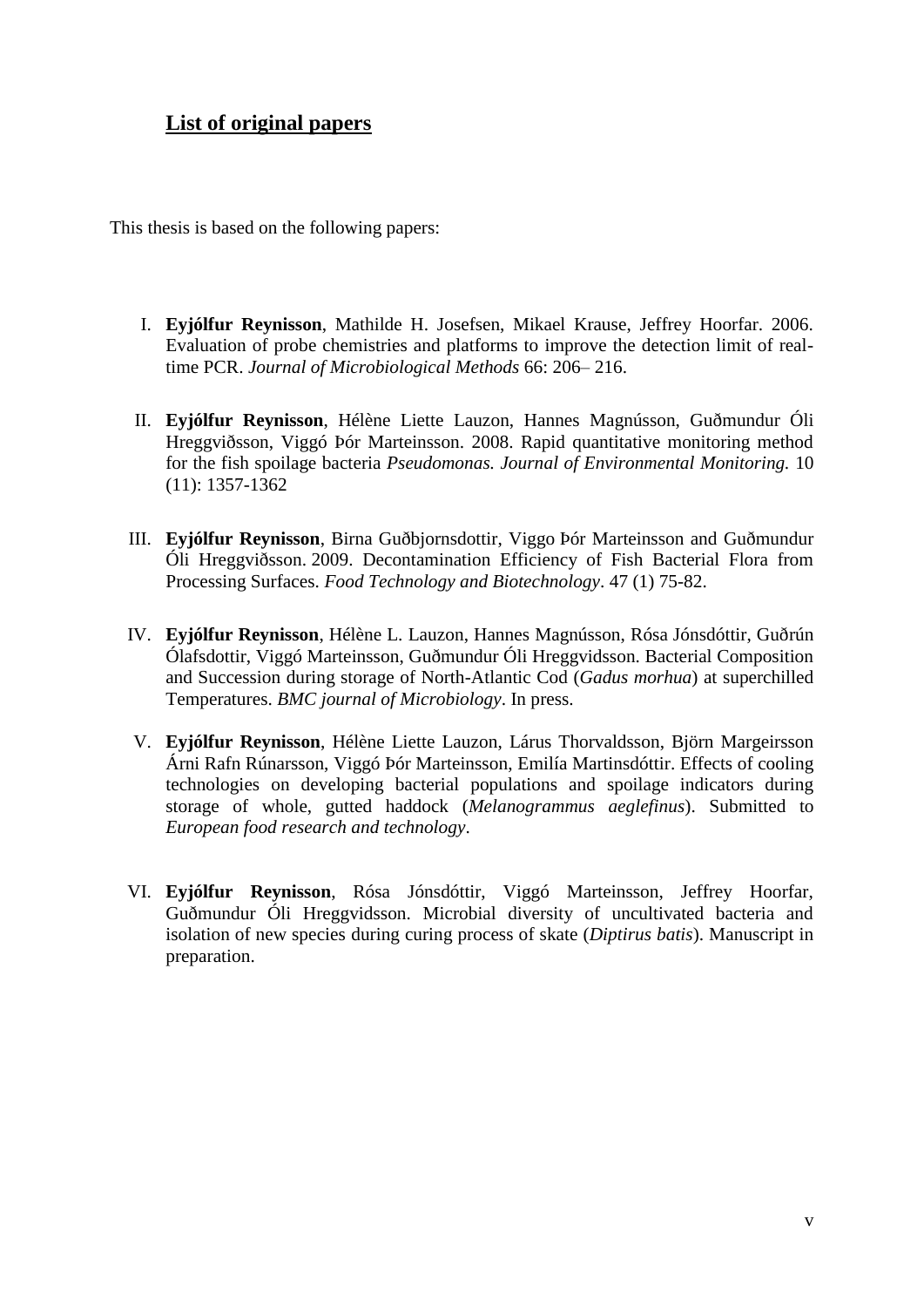## List of original papers

This thesis is based on the following papers:

I. **Eyjólfur Reynisson**, Mathilde H. Josefsen, Mikael Krause, Jeffrey Hoorfar. 2006. Evaluation of probe chemistries and platforms to improve the detection limit of real-time PCR. *Journal of Microbiological Methods* 66: 206– 216.

II. **Eyjólfur Reynisson**, Hélène Liette Lauzon, Hannes Magnússon, Guðmundur Óli Hreggviðsson, Viggó Þór Marteinsson. 2008. Rapid quantitative monitoring method for the fish spoilage bacteria *Pseudomonas. Journal of Environmental Monitoring.* 10 (11): 1357-1362

III. **Eyjólfur Reynisson**, Birna Guðbjornsdottir, Viggo Þór Marteinsson and Guðmundur Óli Hreggviðsson. 2009. Decontamination Efficiency of Fish Bacterial Flora from Processing Surfaces. *Food Technology and Biotechnology*. 47 (1) 75-82.

IV. **Eyjólfur Reynisson**, Hélène L. Lauzon, Hannes Magnússon, Rósa Jónsdóttir, Guðrún Ólafsdottir, Viggó Marteinsson, Guðmundur Óli Hreggvidsson. Bacterial Composition and Succession during storage of North-Atlantic Cod (*Gadus morhua*) at superchilled Temperatures. *BMC journal of Microbiology*. In press.

V. **Eyjólfur Reynisson**, Hélène Liette Lauzon, Lárus Thorvaldsson, Björn Margeirsson Árni Rafn Rúnarsson, Viggó Þór Marteinsson, Emilía Martinsdóttir. Effects of cooling technologies on developing bacterial populations and spoilage indicators during storage of whole, gutted haddock (*Melanogrammus aeglefinus*). Submitted to *European food research and technology*.

VI. **Eyjólfur Reynisson**, Rósa Jónsdóttir, Viggó Marteinsson, Jeffrey Hoorfar, Guðmundur Óli Hreggvidsson. Microbial diversity of uncultivated bacteria and isolation of new species during curing process of skate (*Diptirus batis*). Manuscript in preparation.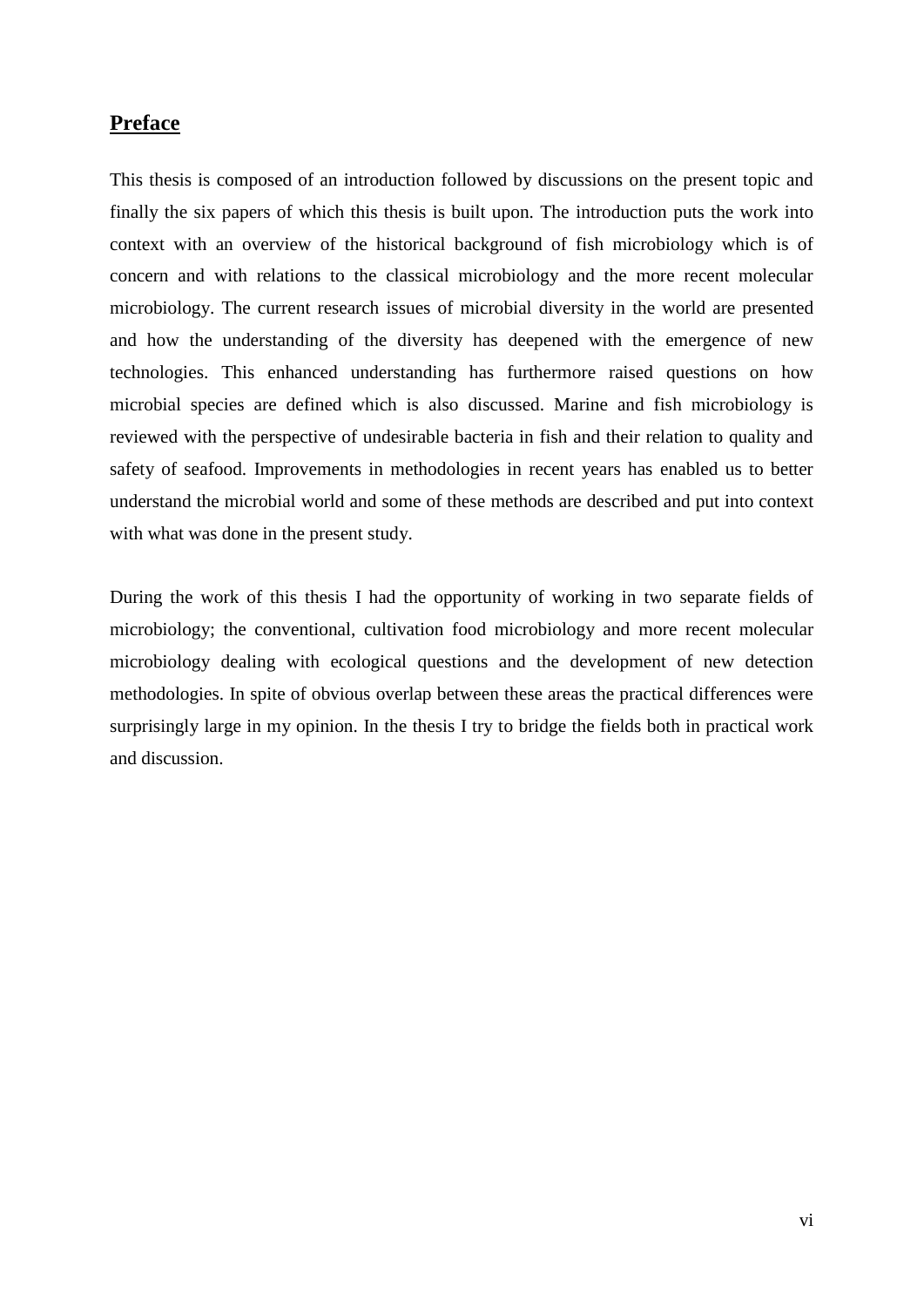## Preface

This thesis is composed of an introduction followed by discussions on the present topic and finally the six papers of which this thesis is built upon. The introduction puts the work into context with an overview of the historical background of fish microbiology which is of concern and with relations to the classical microbiology and the more recent molecular microbiology. The current research issues of microbial diversity in the world are presented and how the understanding of the diversity has deepened with the emergence of new technologies. This enhanced understanding has furthermore raised questions on how microbial species are defined which is also discussed. Marine and fish microbiology is reviewed with the perspective of undesirable bacteria in fish and their relation to quality and safety of seafood. Improvements in methodologies in recent years has enabled us to better understand the microbial world and some of these methods are described and put into context with what was done in the present study.

During the work of this thesis I had the opportunity of working in two separate fields of microbiology; the conventional, cultivation food microbiology and more recent molecular microbiology dealing with ecological questions and the development of new detection methodologies. In spite of obvious overlap between these areas the practical differences were surprisingly large in my opinion. In the thesis I try to bridge the fields both in practical work and discussion.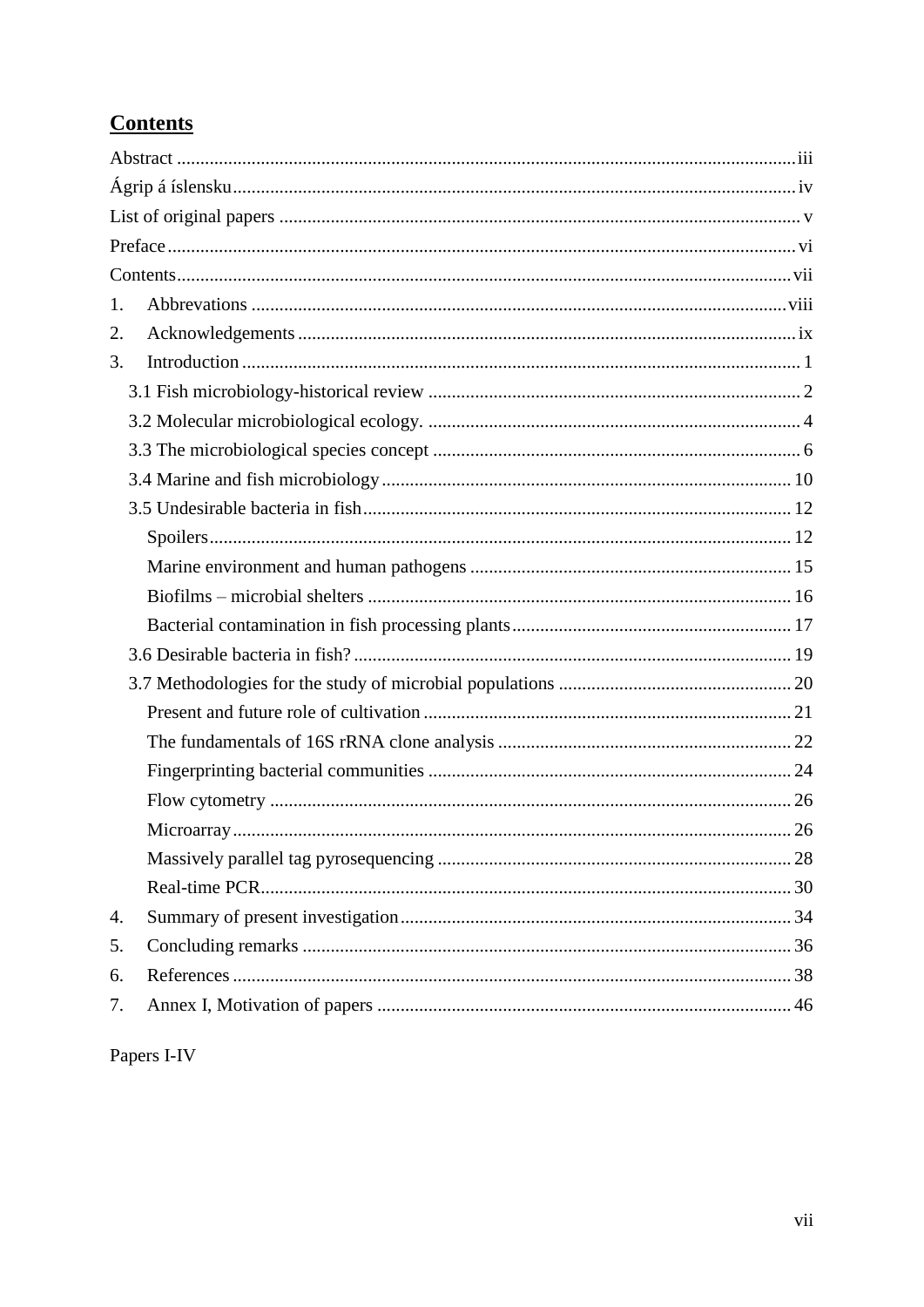## Contents

Abstract ... iii
Ágrip á íslensku ... iv
List of original papers ... v
Preface ... vi
Contents ... vii

1. Abbrevations ... viii
2. Acknowledgements ... ix
3. Introduction ... 1
   - 3.1 Fish microbiology-historical review ... 2
   - 3.2 Molecular microbiological ecology. ... 4
   - 3.3 The microbiological species concept ... 6
   - 3.4 Marine and fish microbiology ... 10
   - 3.5 Undesirable bacteria in fish ... 12
     - Spoilers ... 12
     - Marine environment and human pathogens ... 15
     - Biofilms – microbial shelters ... 16
     - Bacterial contamination in fish processing plants ... 17
   - 3.6 Desirable bacteria in fish? ... 19
   - 3.7 Methodologies for the study of microbial populations ... 20
     - Present and future role of cultivation ... 21
     - The fundamentals of 16S rRNA clone analysis ... 22
     - Fingerprinting bacterial communities ... 24
     - Flow cytometry ... 26
     - Microarray ... 26
     - Massively parallel tag pyrosequencing ... 28
     - Real-time PCR ... 30
4. Summary of present investigation ... 34
5. Concluding remarks ... 36
6. References ... 38
7. Annex I, Motivation of papers ... 46

Papers I-IV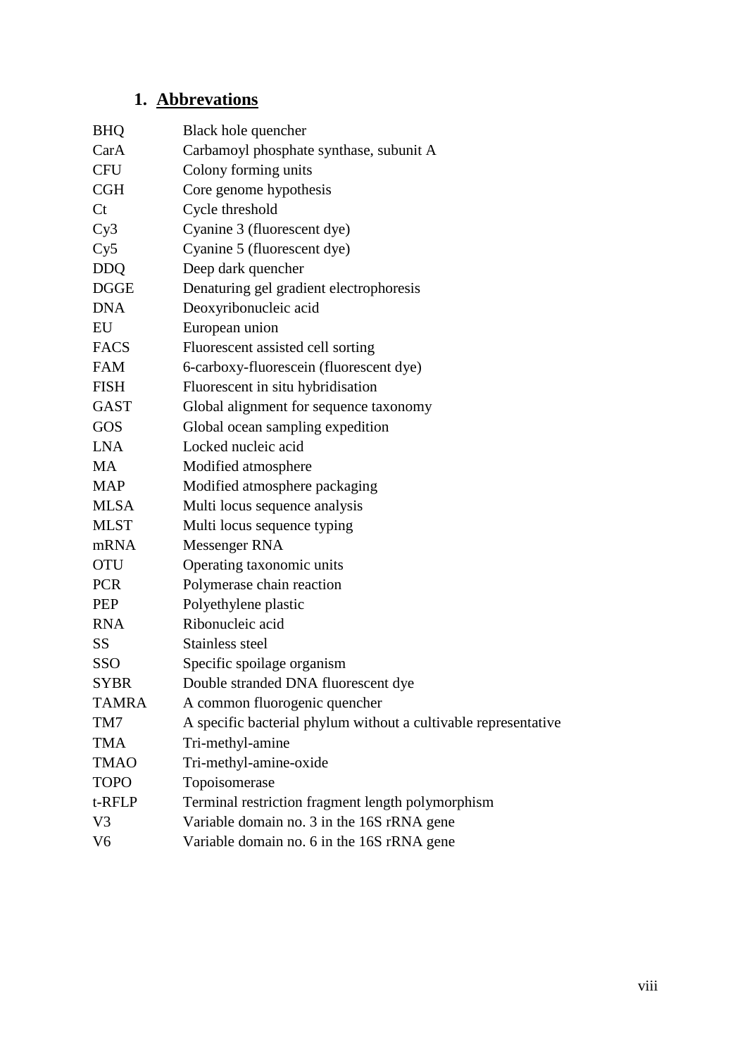# 1. Abbrevations

| | |
|---|---|
| BHQ | Black hole quencher |
| CarA | Carbamoyl phosphate synthase, subunit A |
| CFU | Colony forming units |
| CGH | Core genome hypothesis |
| Ct | Cycle threshold |
| Cy3 | Cyanine 3 (fluorescent dye) |
| Cy5 | Cyanine 5 (fluorescent dye) |
| DDQ | Deep dark quencher |
| DGGE | Denaturing gel gradient electrophoresis |
| DNA | Deoxyribonucleic acid |
| EU | European union |
| FACS | Fluorescent assisted cell sorting |
| FAM | 6-carboxy-fluorescein (fluorescent dye) |
| FISH | Fluorescent in situ hybridisation |
| GAST | Global alignment for sequence taxonomy |
| GOS | Global ocean sampling expedition |
| LNA | Locked nucleic acid |
| MA | Modified atmosphere |
| MAP | Modified atmosphere packaging |
| MLSA | Multi locus sequence analysis |
| MLST | Multi locus sequence typing |
| mRNA | Messenger RNA |
| OTU | Operating taxonomic units |
| PCR | Polymerase chain reaction |
| PEP | Polyethylene plastic |
| RNA | Ribonucleic acid |
| SS | Stainless steel |
| SSO | Specific spoilage organism |
| SYBR | Double stranded DNA fluorescent dye |
| TAMRA | A common fluorogenic quencher |
| TM7 | A specific bacterial phylum without a cultivable representative |
| TMA | Tri-methyl-amine |
| TMAO | Tri-methyl-amine-oxide |
| TOPO | Topoisomerase |
| t-RFLP | Terminal restriction fragment length polymorphism |
| V3 | Variable domain no. 3 in the 16S rRNA gene |
| V6 | Variable domain no. 6 in the 16S rRNA gene |